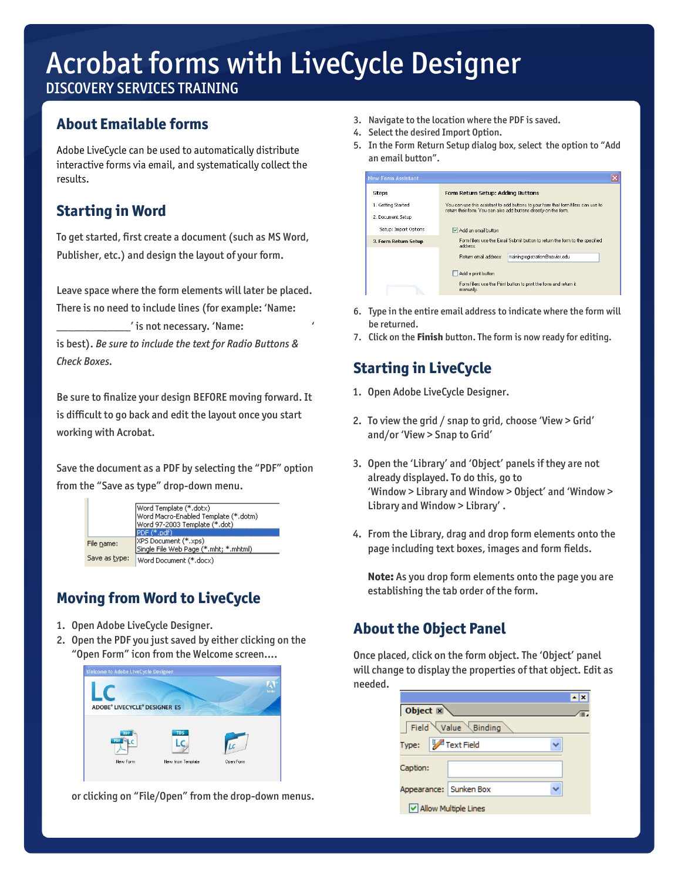# Acrobat forms with LiveCycle Designer

DISCOVERY SERVICES TRAINING

## About Emailable forms

Adobe LiveCycle can be used to automatically distribute interactive forms via email, and systematically collect the results.

## Starting in Word

To get started, first create a document (such as MS Word, Publisher, etc.) and design the layout of your form.

Leave space where the form elements will later be placed. There is no need to include lines (for example: 'Name: _____________' is not necessary. 'Name: ' is best). *Be sure to include the text for Radio Buttons & Check Boxes.*

Be sure to finalize your design BEFORE moving forward. It is difficult to go back and edit the layout once you start working with Acrobat.

Save the document as a PDF by selecting the "PDF" option from the "Save as type" drop-down menu.

## Moving from Word to LiveCycle

1. Open Adobe LiveCycle Designer.
2. Open the PDF you just saved by either clicking on the "Open Form" icon from the Welcome screen....

   or clicking on "File/Open" from the drop-down menus.
3. Navigate to the location where the PDF is saved.
4. Select the desired Import Option.
5. In the Form Return Setup dialog box, select the option to "Add an email button".
6. Type in the entire email address to indicate where the form will be returned.
7. Click on the **Finish** button. The form is now ready for editing.

## Starting in LiveCycle

1. Open Adobe LiveCycle Designer.
2. To view the grid / snap to grid, choose 'View > Grid' and/or 'View > Snap to Grid'
3. Open the 'Library' and 'Object' panels if they are not already displayed. To do this, go to 'Window > Library and Window > Object' and 'Window > Library and Window > Library' .
4. From the Library, drag and drop form elements onto the page including text boxes, images and form fields.

   **Note:** As you drop form elements onto the page you are establishing the tab order of the form.

## About the Object Panel

Once placed, click on the form object. The 'Object' panel will change to display the properties of that object. Edit as needed.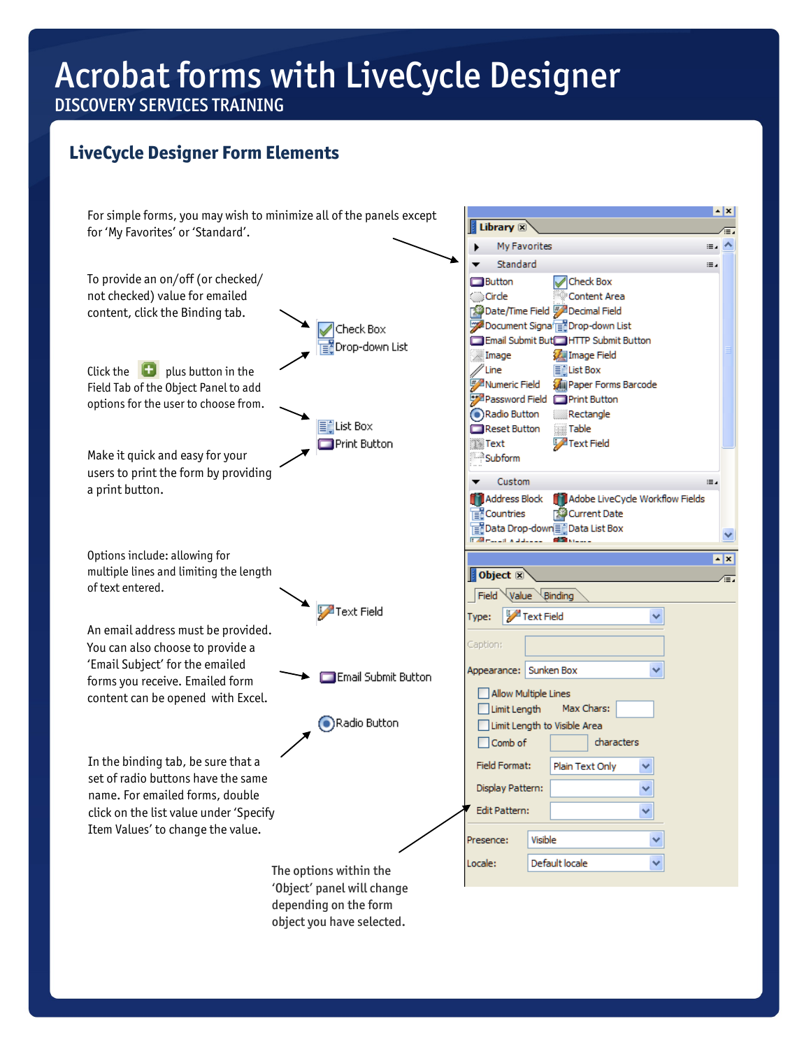# Acrobat forms with LiveCycle Designer

DISCOVERY SERVICES TRAINING

## LiveCycle Designer Form Elements

For simple forms, you may wish to minimize all of the panels except for 'My Favorites' or 'Standard'.

To provide an on/off (or checked/not checked) value for emailed content, click the Binding tab.

Check Box
Drop-down List

Click the plus button in the Field Tab of the Object Panel to add options for the user to choose from.

List Box
Print Button

Make it quick and easy for your users to print the form by providing a print button.

Options include: allowing for multiple lines and limiting the length of text entered.

Text Field

An email address must be provided. You can also choose to provide a 'Email Subject' for the emailed forms you receive. Emailed form content can be opened with Excel.

Email Submit Button

Radio Button

In the binding tab, be sure that a set of radio buttons have the same name. For emailed forms, double click on the list value under 'Specify Item Values' to change the value.

The options within the 'Object' panel will change depending on the form object you have selected.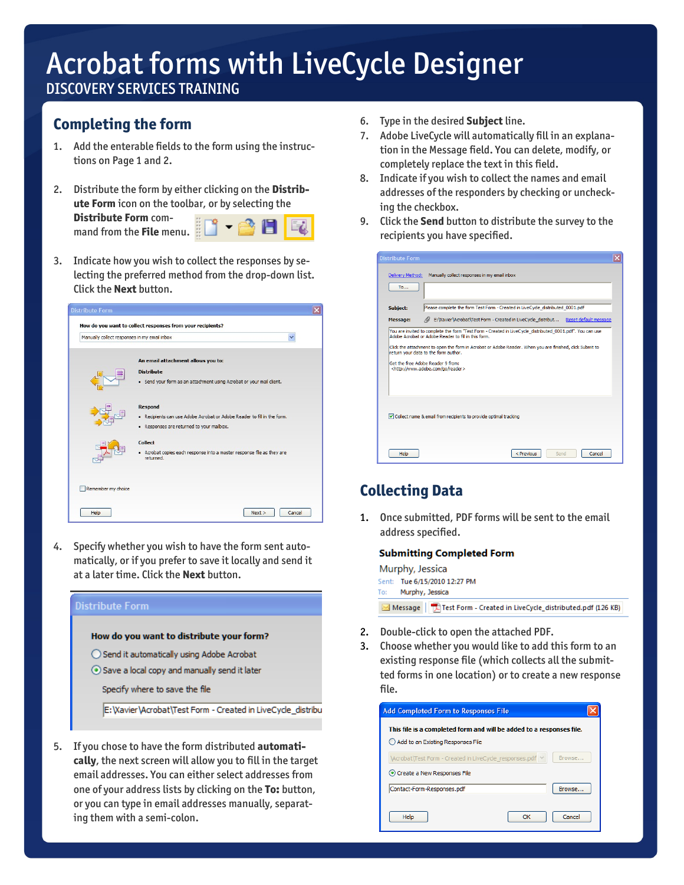# Acrobat forms with LiveCycle Designer

DISCOVERY SERVICES TRAINING

## Completing the form

1. Add the enterable fields to the form using the instructions on Page 1 and 2.
2. Distribute the form by either clicking on the **Distribute Form** icon on the toolbar, or by selecting the **Distribute Form** command from the **File** menu.
3. Indicate how you wish to collect the responses by selecting the preferred method from the drop-down list. Click the **Next** button.
4. Specify whether you wish to have the form sent automatically, or if you prefer to save it locally and send it at a later time. Click the **Next** button.
5. If you chose to have the form distributed **automatically**, the next screen will allow you to fill in the target email addresses. You can either select addresses from one of your address lists by clicking on the **To:** button, or you can type in email addresses manually, separating them with a semi-colon.
6. Type in the desired **Subject** line.
7. Adobe LiveCycle will automatically fill in an explanation in the Message field. You can delete, modify, or completely replace the text in this field.
8. Indicate if you wish to collect the names and email addresses of the responders by checking or unchecking the checkbox.
9. Click the **Send** button to distribute the survey to the recipients you have specified.

## Collecting Data

1. Once submitted, PDF forms will be sent to the email address specified.
2. Double-click to open the attached PDF.
3. Choose whether you would like to add this form to an existing response file (which collects all the submitted forms in one location) or to create a new response file.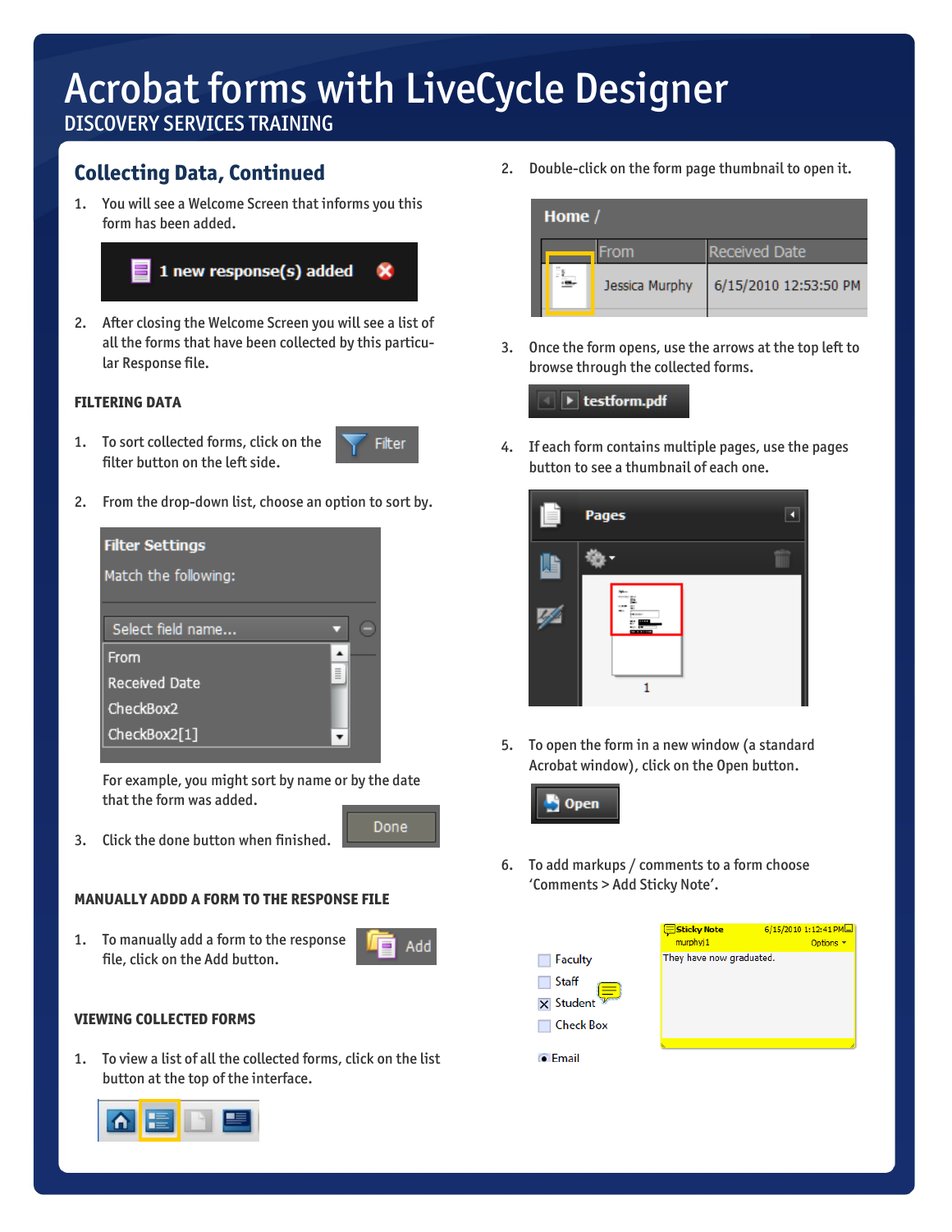# Acrobat forms with LiveCycle Designer

DISCOVERY SERVICES TRAINING

## Collecting Data, Continued

1. You will see a Welcome Screen that informs you this form has been added.

1 new response(s) added

2. After closing the Welcome Screen you will see a list of all the forms that have been collected by this particular Response file.

### FILTERING DATA

1. To sort collected forms, click on the filter button on the left side.

Filter

2. From the drop-down list, choose an option to sort by.

Filter Settings
Match the following:
Select field name...
From
Received Date
CheckBox2
CheckBox2[1]

For example, you might sort by name or by the date that the form was added.

3. Click the done button when finished.

Done

### MANUALLY ADDD A FORM TO THE RESPONSE FILE

1. To manually add a form to the response file, click on the Add button.

Add

### VIEWING COLLECTED FORMS

1. To view a list of all the collected forms, click on the list button at the top of the interface.

2. Double-click on the form page thumbnail to open it.

Home /

| From | Received Date |
| --- | --- |
| Jessica Murphy | 6/15/2010 12:53:50 PM |

3. Once the form opens, use the arrows at the top left to browse through the collected forms.

testform.pdf

4. If each form contains multiple pages, use the pages button to see a thumbnail of each one.

Pages

1

5. To open the form in a new window (a standard Acrobat window), click on the Open button.

Open

6. To add markups / comments to a form choose 'Comments > Add Sticky Note'.

Sticky Note 6/15/2010 1:12:41 PM
murphyj1
Options
They have now graduated.

Faculty
Staff
Student
Check Box
Email